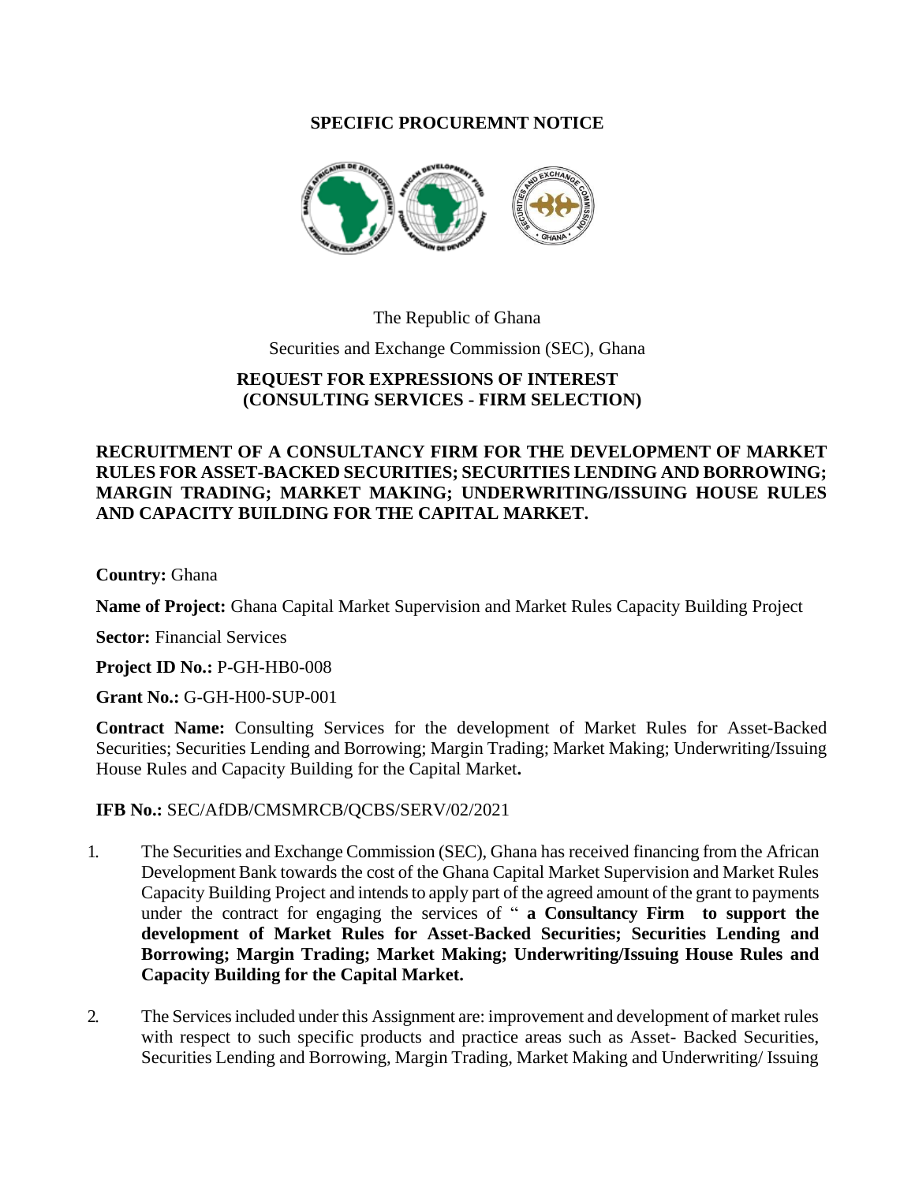**SPECIFIC PROCUREMNT NOTICE**

The Republic of Ghana

Securities and Exchange Commission (SEC), Ghana

**REQUEST FOR EXPRESSIONS OF INTEREST**
**(CONSULTING SERVICES - FIRM SELECTION)**

**RECRUITMENT OF A CONSULTANCY FIRM FOR THE DEVELOPMENT OF MARKET RULES FOR ASSET-BACKED SECURITIES; SECURITIES LENDING AND BORROWING; MARGIN TRADING; MARKET MAKING; UNDERWRITING/ISSUING HOUSE RULES AND CAPACITY BUILDING FOR THE CAPITAL MARKET.**

**Country:** Ghana

**Name of Project:** Ghana Capital Market Supervision and Market Rules Capacity Building Project

**Sector:** Financial Services

**Project ID No.:** P-GH-HB0-008

**Grant No.:** G-GH-H00-SUP-001

**Contract Name:** Consulting Services for the development of Market Rules for Asset-Backed Securities; Securities Lending and Borrowing; Margin Trading; Market Making; Underwriting/Issuing House Rules and Capacity Building for the Capital Market**.**

**IFB No.:** SEC/AfDB/CMSMRCB/QCBS/SERV/02/2021

1. The Securities and Exchange Commission (SEC), Ghana has received financing from the African Development Bank towards the cost of the Ghana Capital Market Supervision and Market Rules Capacity Building Project and intends to apply part of the agreed amount of the grant to payments under the contract for engaging the services of " **a Consultancy Firm to support the development of Market Rules for Asset-Backed Securities; Securities Lending and Borrowing; Margin Trading; Market Making; Underwriting/Issuing House Rules and Capacity Building for the Capital Market.**

2. The Services included under this Assignment are: improvement and development of market rules with respect to such specific products and practice areas such as Asset- Backed Securities, Securities Lending and Borrowing, Margin Trading, Market Making and Underwriting/ Issuing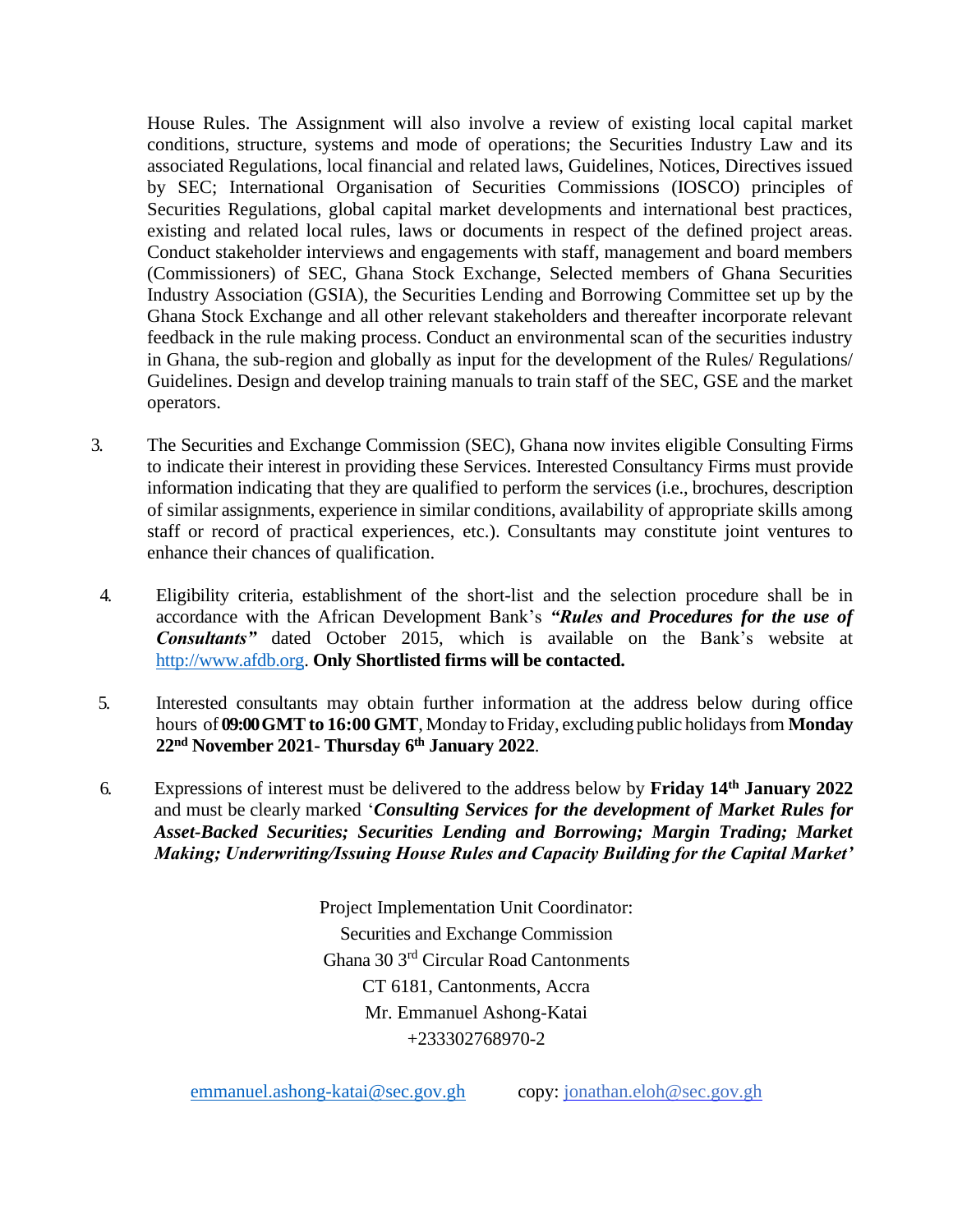House Rules. The Assignment will also involve a review of existing local capital market conditions, structure, systems and mode of operations; the Securities Industry Law and its associated Regulations, local financial and related laws, Guidelines, Notices, Directives issued by SEC; International Organisation of Securities Commissions (IOSCO) principles of Securities Regulations, global capital market developments and international best practices, existing and related local rules, laws or documents in respect of the defined project areas. Conduct stakeholder interviews and engagements with staff, management and board members (Commissioners) of SEC, Ghana Stock Exchange, Selected members of Ghana Securities Industry Association (GSIA), the Securities Lending and Borrowing Committee set up by the Ghana Stock Exchange and all other relevant stakeholders and thereafter incorporate relevant feedback in the rule making process. Conduct an environmental scan of the securities industry in Ghana, the sub-region and globally as input for the development of the Rules/ Regulations/ Guidelines. Design and develop training manuals to train staff of the SEC, GSE and the market operators.

3. The Securities and Exchange Commission (SEC), Ghana now invites eligible Consulting Firms to indicate their interest in providing these Services. Interested Consultancy Firms must provide information indicating that they are qualified to perform the services (i.e., brochures, description of similar assignments, experience in similar conditions, availability of appropriate skills among staff or record of practical experiences, etc.). Consultants may constitute joint ventures to enhance their chances of qualification.

4. Eligibility criteria, establishment of the short-list and the selection procedure shall be in accordance with the African Development Bank's ***"Rules and Procedures for the use of Consultants"*** dated October 2015, which is available on the Bank's website at http://www.afdb.org. **Only Shortlisted firms will be contacted.**

5. Interested consultants may obtain further information at the address below during office hours of **09:00 GMT to 16:00 GMT**, Monday to Friday, excluding public holidays from **Monday 22nd November 2021- Thursday 6th January 2022**.

6. Expressions of interest must be delivered to the address below by **Friday 14th January 2022** and must be clearly marked '***Consulting Services for the development of Market Rules for Asset-Backed Securities; Securities Lending and Borrowing; Margin Trading; Market Making; Underwriting/Issuing House Rules and Capacity Building for the Capital Market'***

Project Implementation Unit Coordinator:
Securities and Exchange Commission
Ghana 30 3rd Circular Road Cantonments
CT 6181, Cantonments, Accra
Mr. Emmanuel Ashong-Katai
+233302768970-2

emmanuel.ashong-katai@sec.gov.gh copy: jonathan.eloh@sec.gov.gh